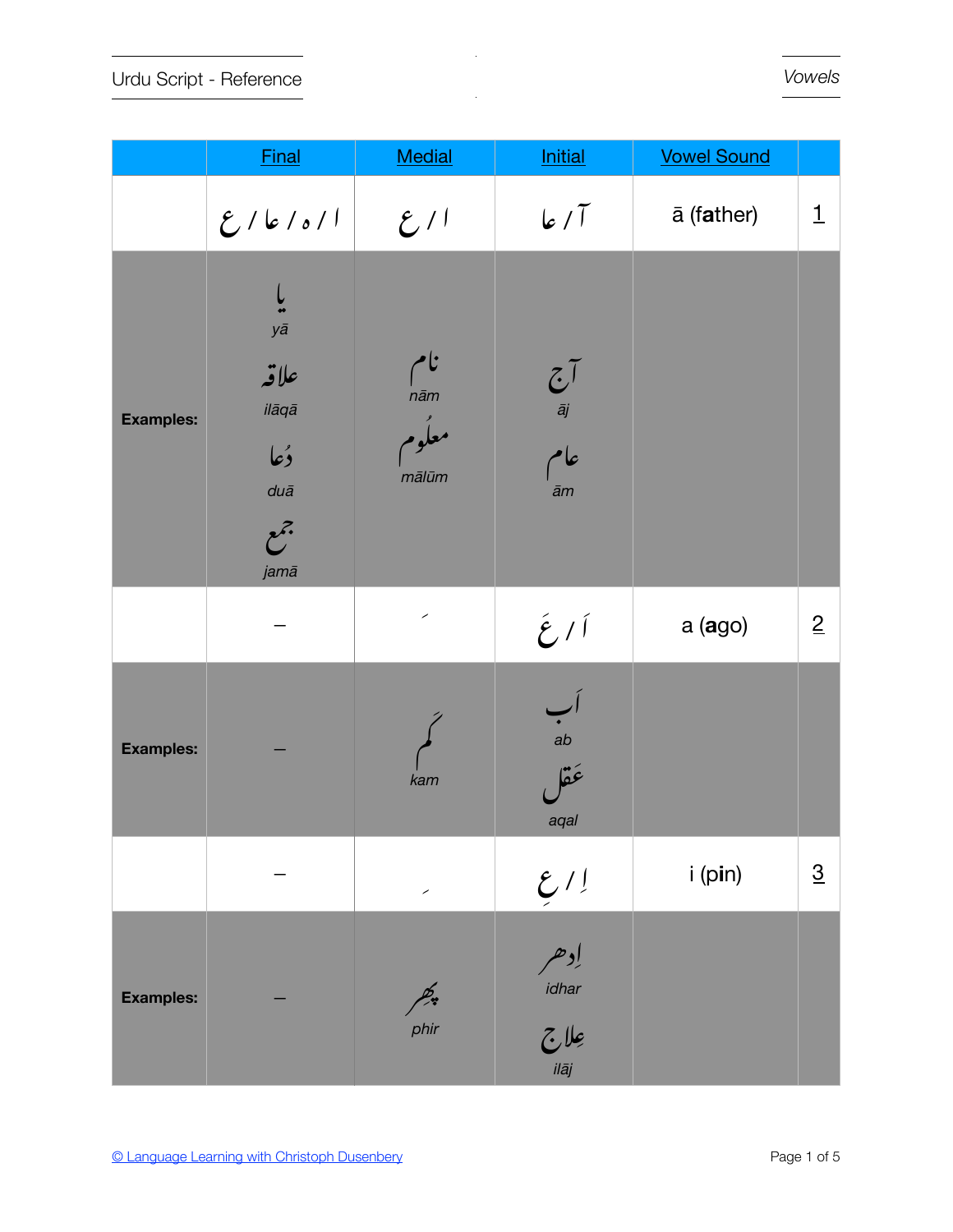| | Final | Medial | Initial | Vowel Sound | |
|---|---|---|---|---|---|
| | ا / ہ / عا / ع | ا / ع | آ / عا | ā (**fa**ther) | 1 |
| **Examples:** | یا<br>*yā*<br>علاقہ<br>*ilāqā*<br>دُعا<br>*duā*<br>جمع<br>*jamā* | نام<br>*nām*<br>معلُوم<br>*mālūm* | آج<br>*āj*<br>عام<br>*ām* | | |
| | – | َ | اَ / عَ | a (**a**go) | 2 |
| **Examples:** | – | کَم<br>*kam* | اَب<br>*ab*<br>عَقل<br>*aqal* | | |
| | – | ِ | اِ / عِ | i (p**i**n) | 3 |
| **Examples:** | – | پِھر<br>*phir* | اِدھر<br>*idhar*<br>عِلاج<br>*ilāj* | | |

[© Language Learning with Christoph Dusenbery]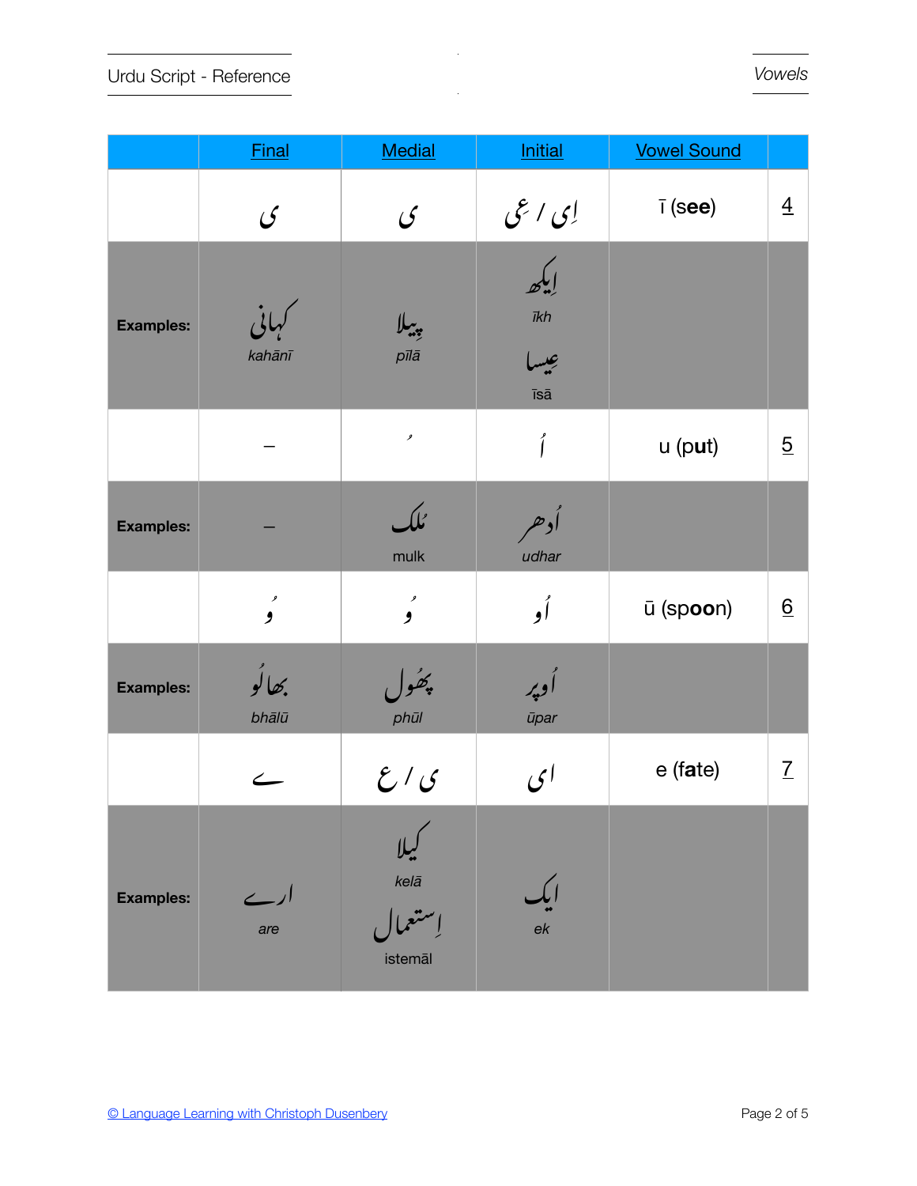| | Final | Medial | Initial | Vowel Sound | |
|---|---|---|---|---|---|
| | ی | ی | اِی / عِی | ī (**see**) | 4 |
| **Examples:** | کہانی<br>*kahānī* | پیلا<br>*pīlā* | اِیکھ<br>*īkh*<br>عِیسا<br>*īsā* | | |
| | – | ُ | اُ | u (p**u**t) | 5 |
| **Examples:** | – | مُلک<br>mulk | اُدھر<br>*udhar* | | |
| | ُو | ُو | اُو | ū (sp**oo**n) | 6 |
| **Examples:** | بھالُو<br>*bhālū* | پھُول<br>*phūl* | اُوپر<br>*ūpar* | | |
| | ے | ی / ع | ای | e (f**ate**) | 7 |
| **Examples:** | ارے<br>*are* | کیلا<br>*kelā*<br>اِستعمال<br>istemāl | ایک<br>*ek* | | |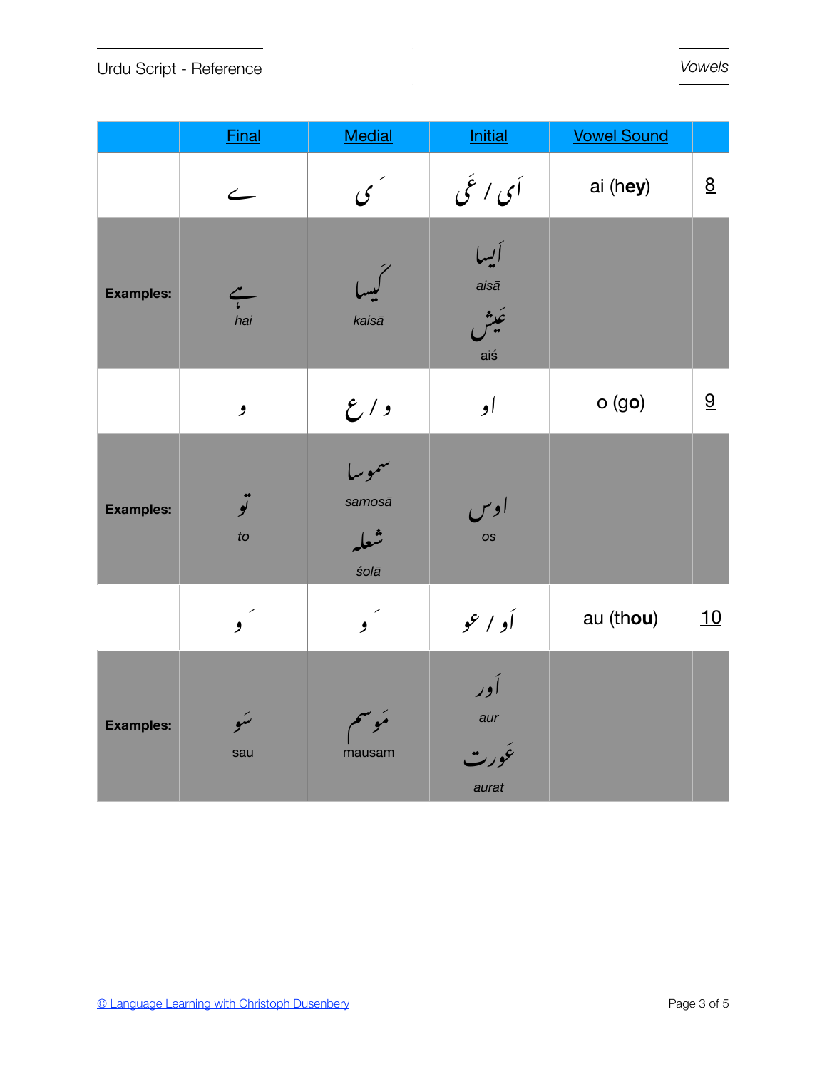| | Final | Medial | Initial | Vowel Sound | |
|---|---|---|---|---|---|
| | ے | ـَیـ | اَی / عَ | ai (**hey**) | 8 |
| **Examples:** | ہے<br>*hai* | کَیسا<br>*kaisā* | اَیسا<br>*aisā*<br>عَیش<br>*aiś* | | |
| | و | و / ع | او | o (g**o**) | 9 |
| **Examples:** | تو<br>*to* | سموسا<br>*samosā*<br>شعلہ<br>*śolā* | اوس<br>*os* | | |
| | ـَو | ـَو | اَو / عو | au (th**ou**) | 10 |
| **Examples:** | سَو<br>sau | مَوسم<br>mausam | اَور<br>*aur*<br>عَورت<br>*aurat* | | |

© Language Learning with Christoph Dusenbery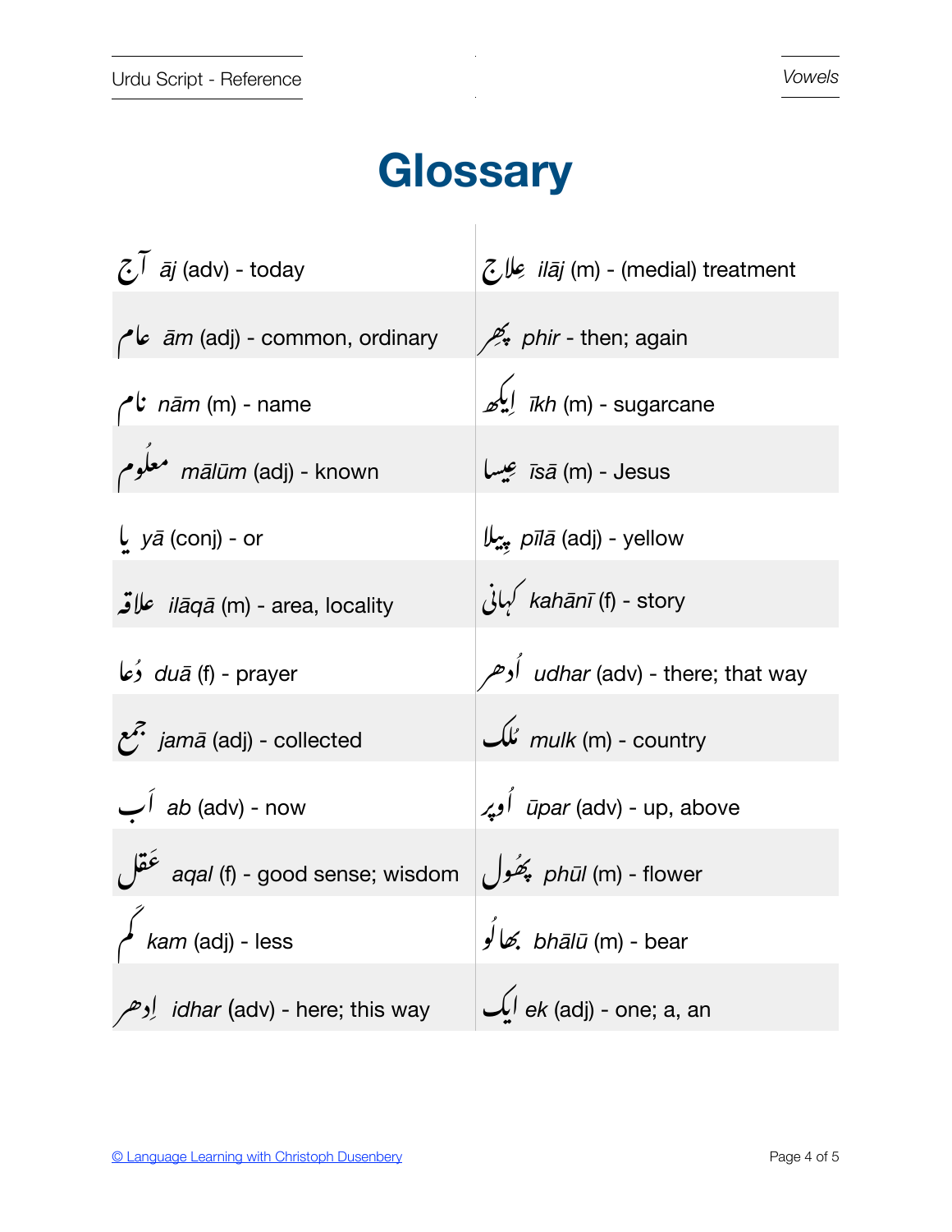# Glossary

| | |
|---|---|
| آج *āj* (adv) - today | عِلاج *ilāj* (m) - (medial) treatment |
| عام *ām* (adj) - common, ordinary | پِھر *phir* - then; again |
| نام *nām* (m) - name | اِیکھ *īkh* (m) - sugarcane |
| معلُوم *mālūm* (adj) - known | عِیسا *īsā* (m) - Jesus |
| یا *yā* (conj) - or | پِیلا *pīlā* (adj) - yellow |
| علاقہ *ilāqā* (m) - area, locality | کہانی *kahānī* (f) - story |
| دُعا *duā* (f) - prayer | اُدھر *udhar* (adv) - there; that way |
| جمع *jamā* (adj) - collected | مُلک *mulk* (m) - country |
| اَب *ab* (adv) - now | اُوپر *ūpar* (adv) - up, above |
| عَقل *aqal* (f) - good sense; wisdom | پھُول *phūl* (m) - flower |
| کم *kam* (adj) - less | بھالُو *bhālū* (m) - bear |
| اِدھر *idhar* (adv) - here; this way | ایک *ek* (adj) - one; a, an |

© Language Learning with Christoph Dusenbery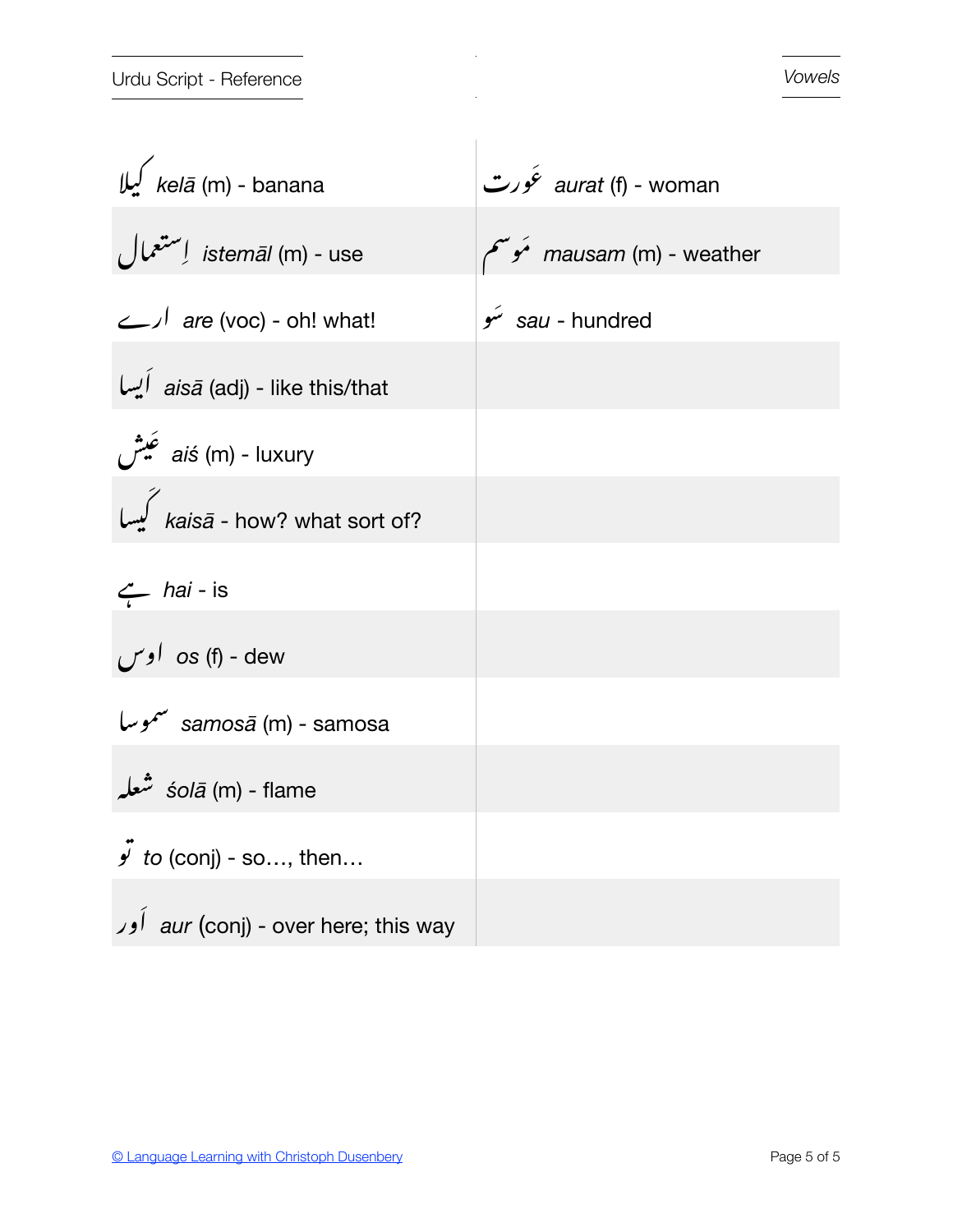| | |
|---|---|
| کیلا *kelā* (m) - banana | عَورت *aurat* (f) - woman |
| اِستعمال *istemāl* (m) - use | مَوسم *mausam* (m) - weather |
| ارے *are* (voc) - oh! what! | سَو *sau* - hundred |
| اَیسا *aisā* (adj) - like this/that | |
| عَیش *aiś* (m) - luxury | |
| کَیسا *kaisā* - how? what sort of? | |
| ہے *hai* - is | |
| اوس *os* (f) - dew | |
| سموسا *samosā* (m) - samosa | |
| شعلہ *śolā* (m) - flame | |
| تو *to* (conj) - so…, then… | |
| اَور *aur* (conj) - over here; this way | |